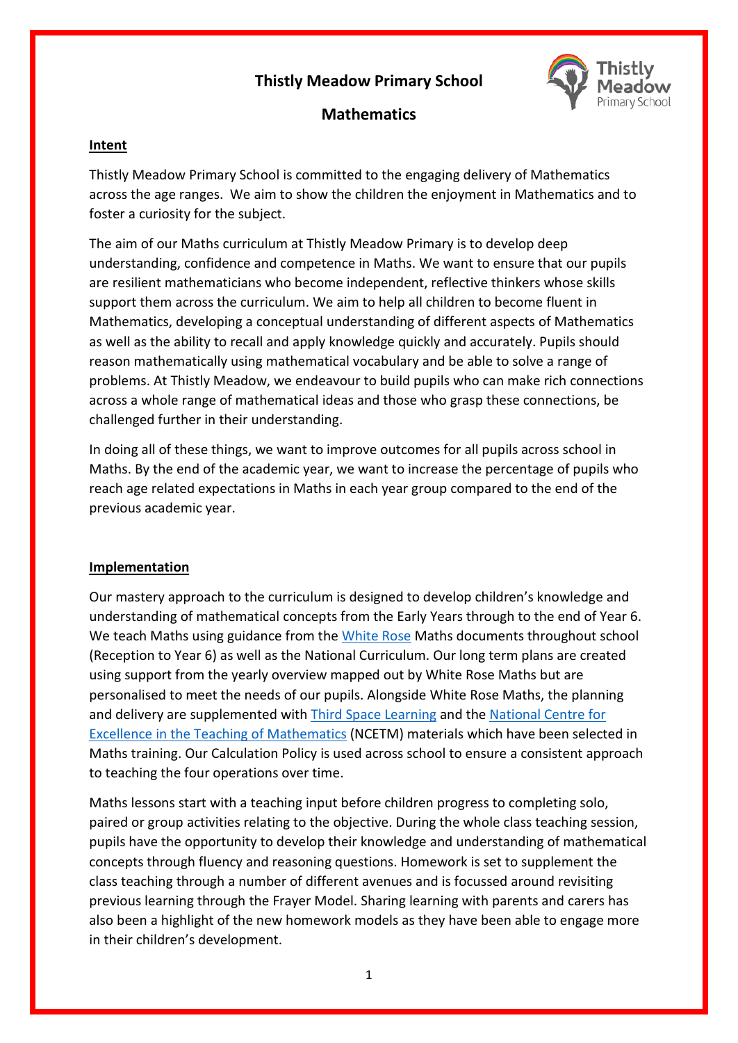# Thistly Meadow Primary School

## Mathematics

**Intent**

Thistly Meadow Primary School is committed to the engaging delivery of Mathematics across the age ranges. We aim to show the children the enjoyment in Mathematics and to foster a curiosity for the subject.

The aim of our Maths curriculum at Thistly Meadow Primary is to develop deep understanding, confidence and competence in Maths. We want to ensure that our pupils are resilient mathematicians who become independent, reflective thinkers whose skills support them across the curriculum. We aim to help all children to become fluent in Mathematics, developing a conceptual understanding of different aspects of Mathematics as well as the ability to recall and apply knowledge quickly and accurately. Pupils should reason mathematically using mathematical vocabulary and be able to solve a range of problems. At Thistly Meadow, we endeavour to build pupils who can make rich connections across a whole range of mathematical ideas and those who grasp these connections, be challenged further in their understanding.

In doing all of these things, we want to improve outcomes for all pupils across school in Maths. By the end of the academic year, we want to increase the percentage of pupils who reach age related expectations in Maths in each year group compared to the end of the previous academic year.

**Implementation**

Our mastery approach to the curriculum is designed to develop children's knowledge and understanding of mathematical concepts from the Early Years through to the end of Year 6. We teach Maths using guidance from the White Rose Maths documents throughout school (Reception to Year 6) as well as the National Curriculum. Our long term plans are created using support from the yearly overview mapped out by White Rose Maths but are personalised to meet the needs of our pupils. Alongside White Rose Maths, the planning and delivery are supplemented with Third Space Learning and the National Centre for Excellence in the Teaching of Mathematics (NCETM) materials which have been selected in Maths training. Our Calculation Policy is used across school to ensure a consistent approach to teaching the four operations over time.

Maths lessons start with a teaching input before children progress to completing solo, paired or group activities relating to the objective. During the whole class teaching session, pupils have the opportunity to develop their knowledge and understanding of mathematical concepts through fluency and reasoning questions. Homework is set to supplement the class teaching through a number of different avenues and is focussed around revisiting previous learning through the Frayer Model. Sharing learning with parents and carers has also been a highlight of the new homework models as they have been able to engage more in their children's development.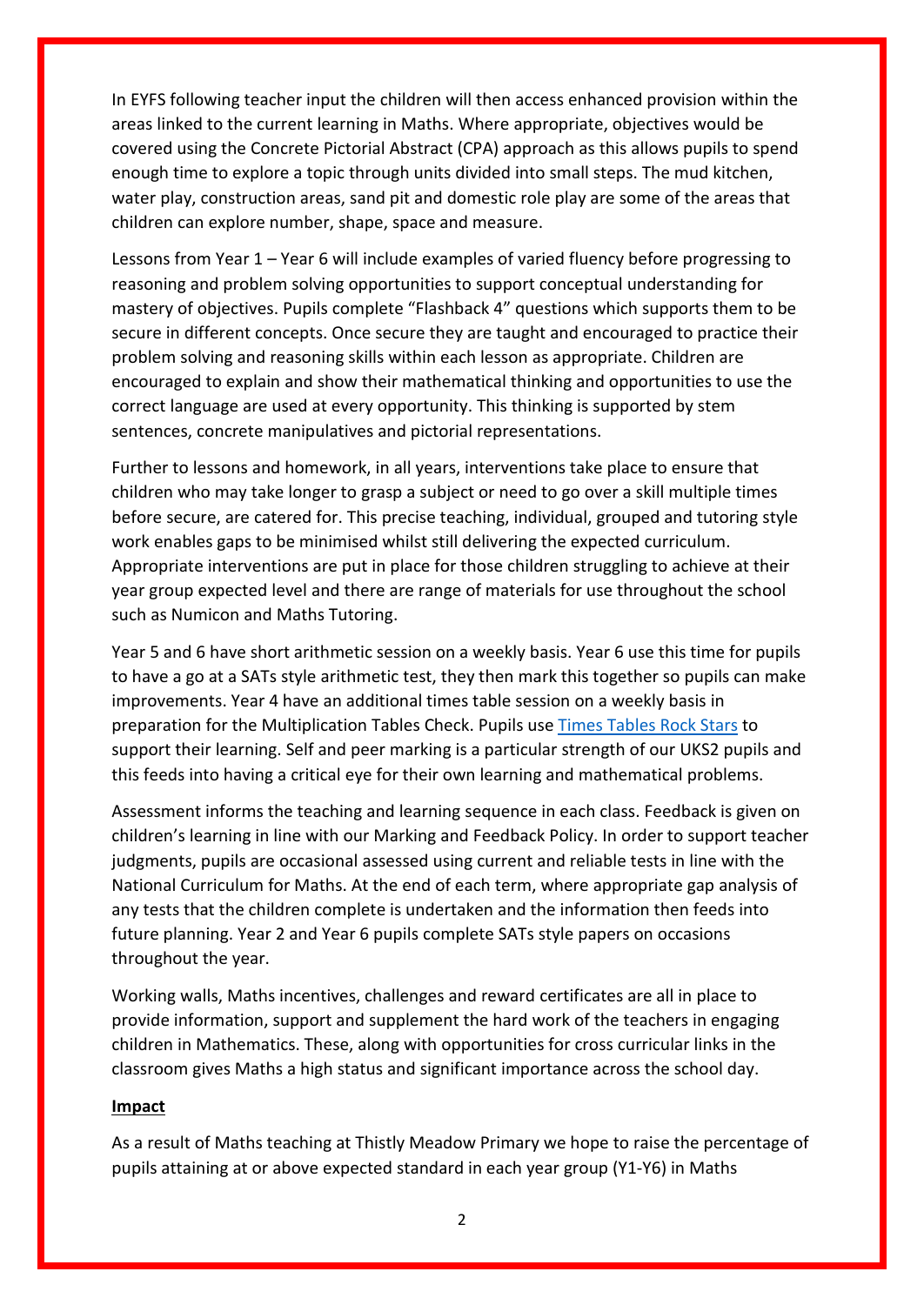In EYFS following teacher input the children will then access enhanced provision within the areas linked to the current learning in Maths. Where appropriate, objectives would be covered using the Concrete Pictorial Abstract (CPA) approach as this allows pupils to spend enough time to explore a topic through units divided into small steps. The mud kitchen, water play, construction areas, sand pit and domestic role play are some of the areas that children can explore number, shape, space and measure.

Lessons from Year 1 – Year 6 will include examples of varied fluency before progressing to reasoning and problem solving opportunities to support conceptual understanding for mastery of objectives. Pupils complete "Flashback 4" questions which supports them to be secure in different concepts. Once secure they are taught and encouraged to practice their problem solving and reasoning skills within each lesson as appropriate. Children are encouraged to explain and show their mathematical thinking and opportunities to use the correct language are used at every opportunity. This thinking is supported by stem sentences, concrete manipulatives and pictorial representations.

Further to lessons and homework, in all years, interventions take place to ensure that children who may take longer to grasp a subject or need to go over a skill multiple times before secure, are catered for. This precise teaching, individual, grouped and tutoring style work enables gaps to be minimised whilst still delivering the expected curriculum. Appropriate interventions are put in place for those children struggling to achieve at their year group expected level and there are range of materials for use throughout the school such as Numicon and Maths Tutoring.

Year 5 and 6 have short arithmetic session on a weekly basis. Year 6 use this time for pupils to have a go at a SATs style arithmetic test, they then mark this together so pupils can make improvements. Year 4 have an additional times table session on a weekly basis in preparation for the Multiplication Tables Check. Pupils use Times Tables Rock Stars to support their learning. Self and peer marking is a particular strength of our UKS2 pupils and this feeds into having a critical eye for their own learning and mathematical problems.

Assessment informs the teaching and learning sequence in each class. Feedback is given on children's learning in line with our Marking and Feedback Policy. In order to support teacher judgments, pupils are occasional assessed using current and reliable tests in line with the National Curriculum for Maths. At the end of each term, where appropriate gap analysis of any tests that the children complete is undertaken and the information then feeds into future planning. Year 2 and Year 6 pupils complete SATs style papers on occasions throughout the year.

Working walls, Maths incentives, challenges and reward certificates are all in place to provide information, support and supplement the hard work of the teachers in engaging children in Mathematics. These, along with opportunities for cross curricular links in the classroom gives Maths a high status and significant importance across the school day.

**Impact**

As a result of Maths teaching at Thistly Meadow Primary we hope to raise the percentage of pupils attaining at or above expected standard in each year group (Y1-Y6) in Maths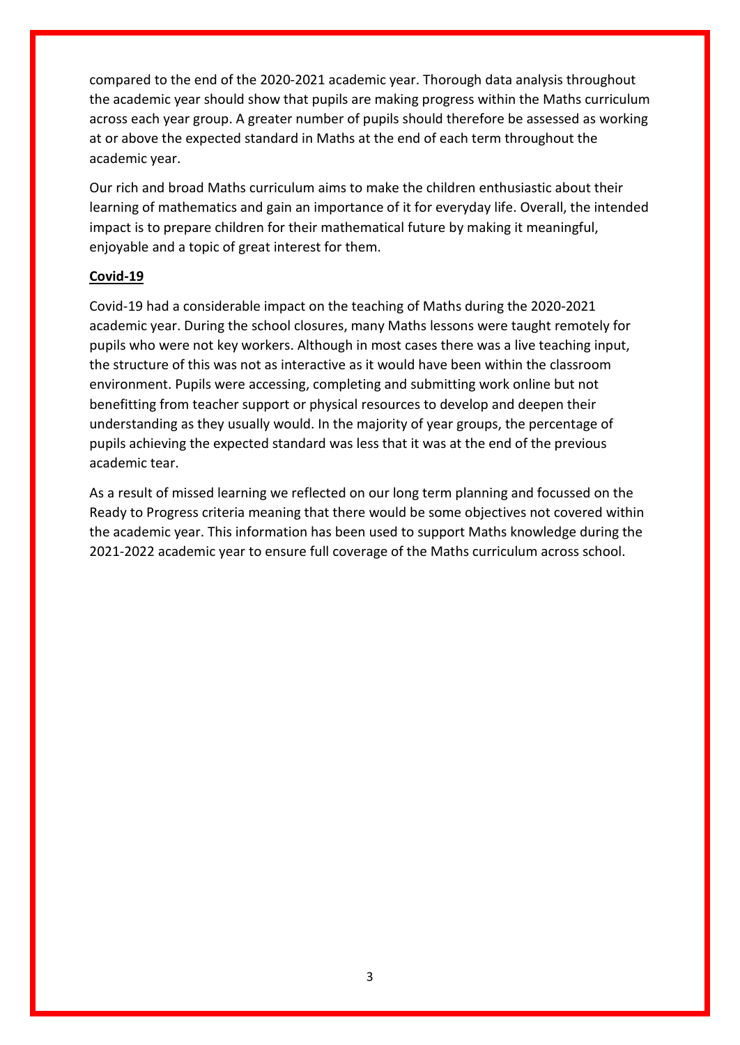compared to the end of the 2020-2021 academic year. Thorough data analysis throughout the academic year should show that pupils are making progress within the Maths curriculum across each year group. A greater number of pupils should therefore be assessed as working at or above the expected standard in Maths at the end of each term throughout the academic year.

Our rich and broad Maths curriculum aims to make the children enthusiastic about their learning of mathematics and gain an importance of it for everyday life. Overall, the intended impact is to prepare children for their mathematical future by making it meaningful, enjoyable and a topic of great interest for them.

**Covid-19**

Covid-19 had a considerable impact on the teaching of Maths during the 2020-2021 academic year. During the school closures, many Maths lessons were taught remotely for pupils who were not key workers. Although in most cases there was a live teaching input, the structure of this was not as interactive as it would have been within the classroom environment. Pupils were accessing, completing and submitting work online but not benefitting from teacher support or physical resources to develop and deepen their understanding as they usually would. In the majority of year groups, the percentage of pupils achieving the expected standard was less that it was at the end of the previous academic tear.

As a result of missed learning we reflected on our long term planning and focussed on the Ready to Progress criteria meaning that there would be some objectives not covered within the academic year. This information has been used to support Maths knowledge during the 2021-2022 academic year to ensure full coverage of the Maths curriculum across school.